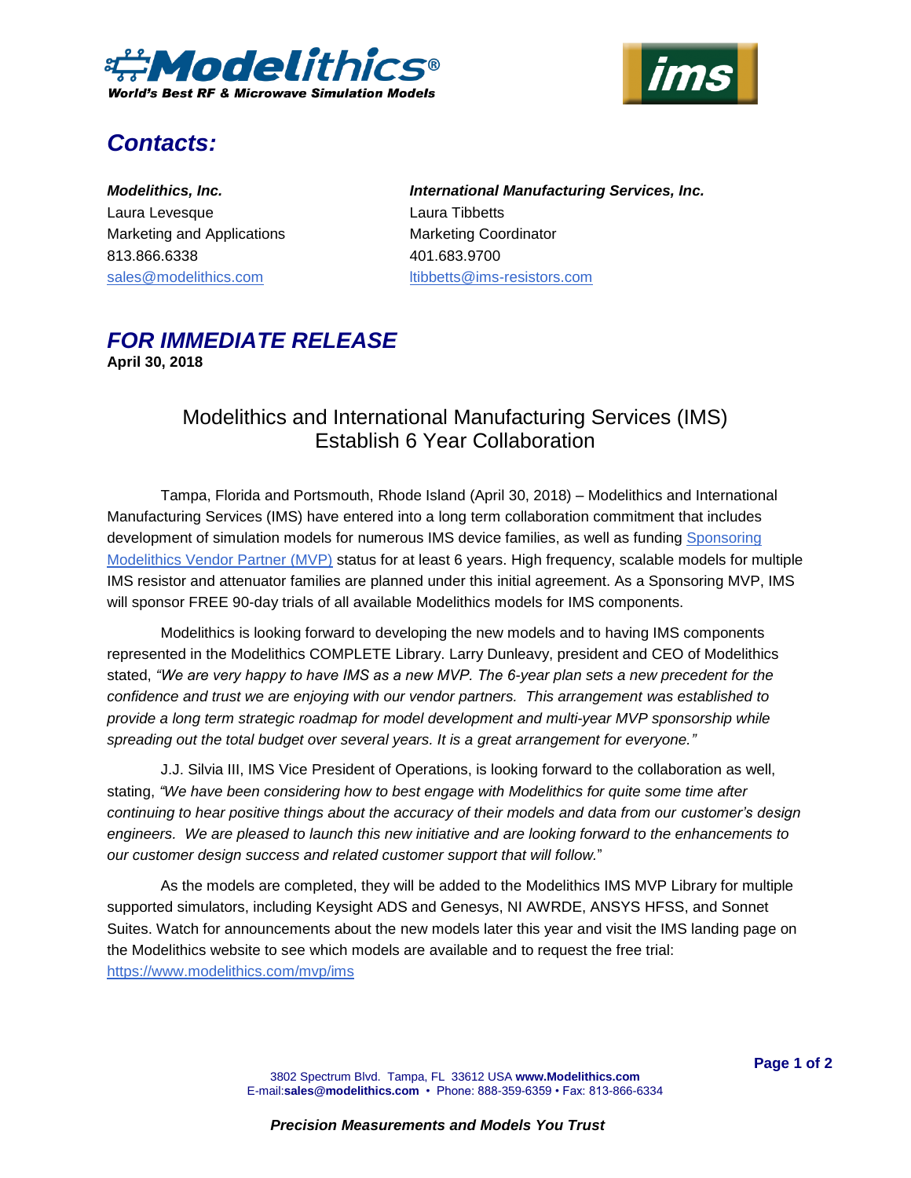Modelithics®
World's Best RF & Microwave Simulation Models

ims

## *Contacts:*

***Modelithics, Inc.***
Laura Levesque
Marketing and Applications
813.866.6338
sales@modelithics.com

***International Manufacturing Services, Inc.***
Laura Tibbetts
Marketing Coordinator
401.683.9700
ltibbetts@ims-resistors.com

## *FOR IMMEDIATE RELEASE*

**April 30, 2018**

# Modelithics and International Manufacturing Services (IMS) Establish 6 Year Collaboration

Tampa, Florida and Portsmouth, Rhode Island (April 30, 2018) – Modelithics and International Manufacturing Services (IMS) have entered into a long term collaboration commitment that includes development of simulation models for numerous IMS device families, as well as funding Sponsoring Modelithics Vendor Partner (MVP) status for at least 6 years. High frequency, scalable models for multiple IMS resistor and attenuator families are planned under this initial agreement. As a Sponsoring MVP, IMS will sponsor FREE 90-day trials of all available Modelithics models for IMS components.

Modelithics is looking forward to developing the new models and to having IMS components represented in the Modelithics COMPLETE Library. Larry Dunleavy, president and CEO of Modelithics stated, *"We are very happy to have IMS as a new MVP. The 6-year plan sets a new precedent for the confidence and trust we are enjoying with our vendor partners. This arrangement was established to provide a long term strategic roadmap for model development and multi-year MVP sponsorship while spreading out the total budget over several years. It is a great arrangement for everyone."*

J.J. Silvia III, IMS Vice President of Operations, is looking forward to the collaboration as well, stating, *"We have been considering how to best engage with Modelithics for quite some time after continuing to hear positive things about the accuracy of their models and data from our customer's design engineers. We are pleased to launch this new initiative and are looking forward to the enhancements to our customer design success and related customer support that will follow.*"

As the models are completed, they will be added to the Modelithics IMS MVP Library for multiple supported simulators, including Keysight ADS and Genesys, NI AWRDE, ANSYS HFSS, and Sonnet Suites. Watch for announcements about the new models later this year and visit the IMS landing page on the Modelithics website to see which models are available and to request the free trial: https://www.modelithics.com/mvp/ims

3802 Spectrum Blvd. Tampa, FL 33612 USA **www.Modelithics.com**
E-mail:**sales@modelithics.com** • Phone: 888-359-6359 • Fax: 813-866-6334

***Precision Measurements and Models You Trust***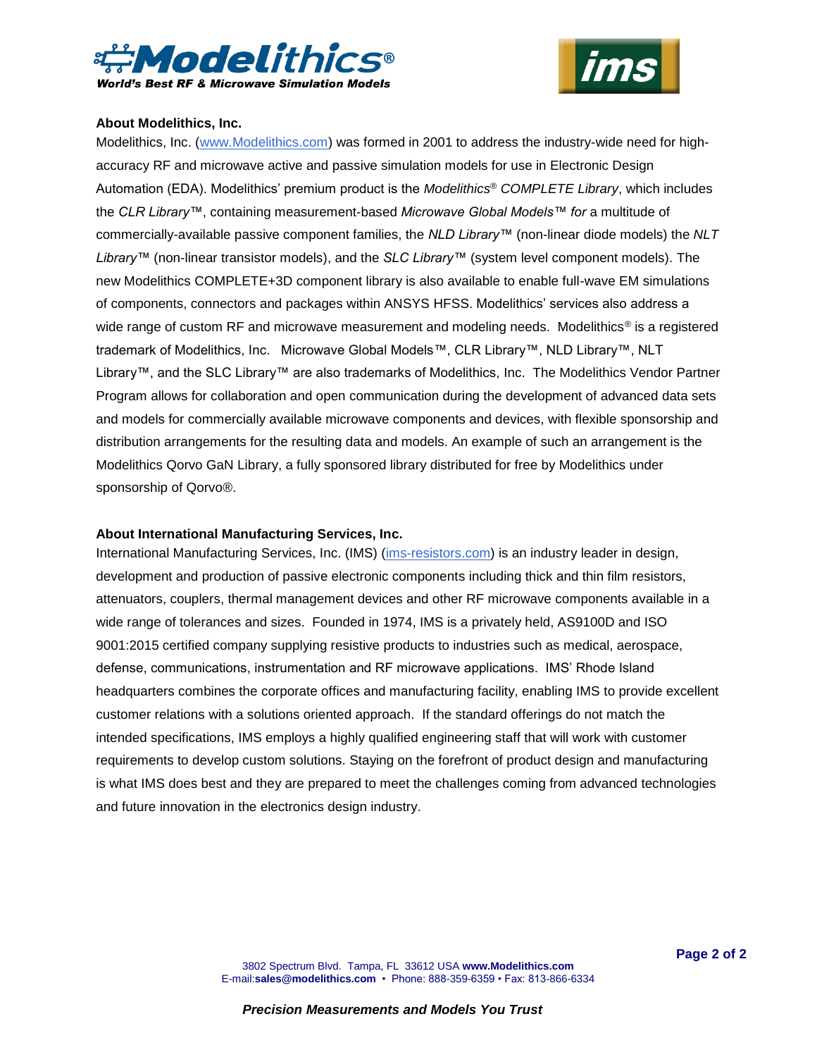**About Modelithics, Inc.**

Modelithics, Inc. (www.Modelithics.com) was formed in 2001 to address the industry-wide need for high-accuracy RF and microwave active and passive simulation models for use in Electronic Design Automation (EDA). Modelithics' premium product is the *Modelithics® COMPLETE Library*, which includes the *CLR Library*™, containing measurement-based *Microwave Global Models*™ *for* a multitude of commercially-available passive component families, the *NLD Library*™ (non-linear diode models) the *NLT Library*™ (non-linear transistor models), and the *SLC Library*™ (system level component models). The new Modelithics COMPLETE+3D component library is also available to enable full-wave EM simulations of components, connectors and packages within ANSYS HFSS. Modelithics' services also address a wide range of custom RF and microwave measurement and modeling needs. Modelithics® is a registered trademark of Modelithics, Inc. Microwave Global Models™, CLR Library™, NLD Library™, NLT Library™, and the SLC Library™ are also trademarks of Modelithics, Inc. The Modelithics Vendor Partner Program allows for collaboration and open communication during the development of advanced data sets and models for commercially available microwave components and devices, with flexible sponsorship and distribution arrangements for the resulting data and models. An example of such an arrangement is the Modelithics Qorvo GaN Library, a fully sponsored library distributed for free by Modelithics under sponsorship of Qorvo®.

**About International Manufacturing Services, Inc.**

International Manufacturing Services, Inc. (IMS) (ims-resistors.com) is an industry leader in design, development and production of passive electronic components including thick and thin film resistors, attenuators, couplers, thermal management devices and other RF microwave components available in a wide range of tolerances and sizes. Founded in 1974, IMS is a privately held, AS9100D and ISO 9001:2015 certified company supplying resistive products to industries such as medical, aerospace, defense, communications, instrumentation and RF microwave applications. IMS' Rhode Island headquarters combines the corporate offices and manufacturing facility, enabling IMS to provide excellent customer relations with a solutions oriented approach. If the standard offerings do not match the intended specifications, IMS employs a highly qualified engineering staff that will work with customer requirements to develop custom solutions. Staying on the forefront of product design and manufacturing is what IMS does best and they are prepared to meet the challenges coming from advanced technologies and future innovation in the electronics design industry.